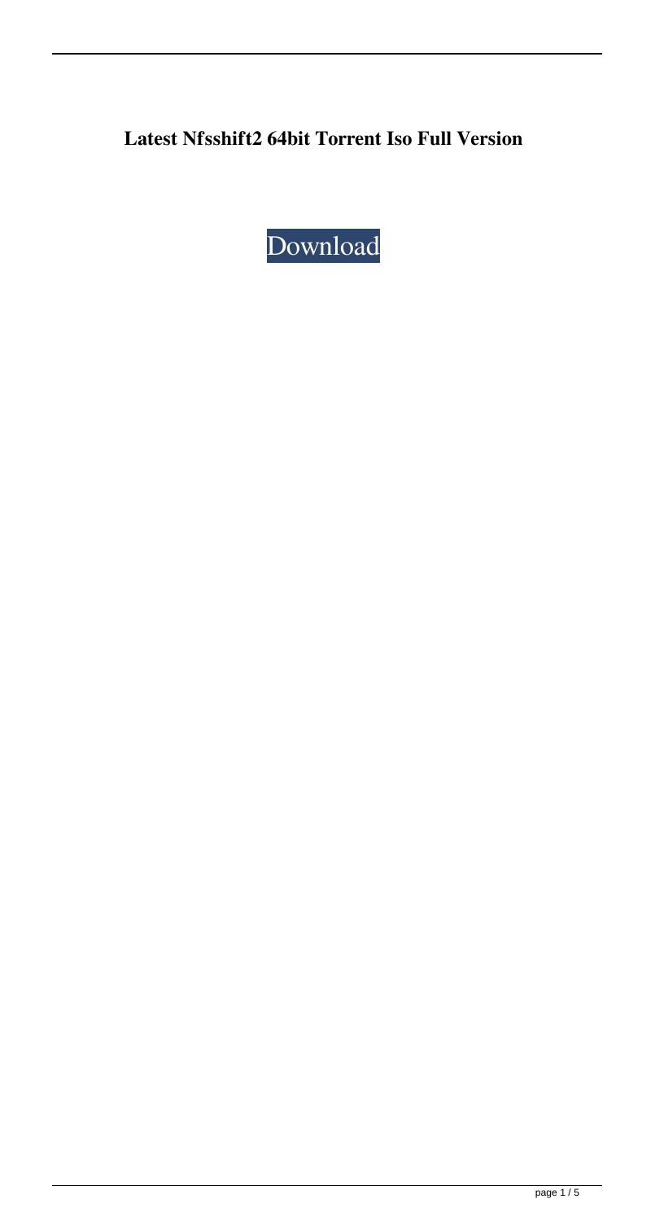**Latest Nfsshift2 64bit Torrent Iso Full Version**

[Download]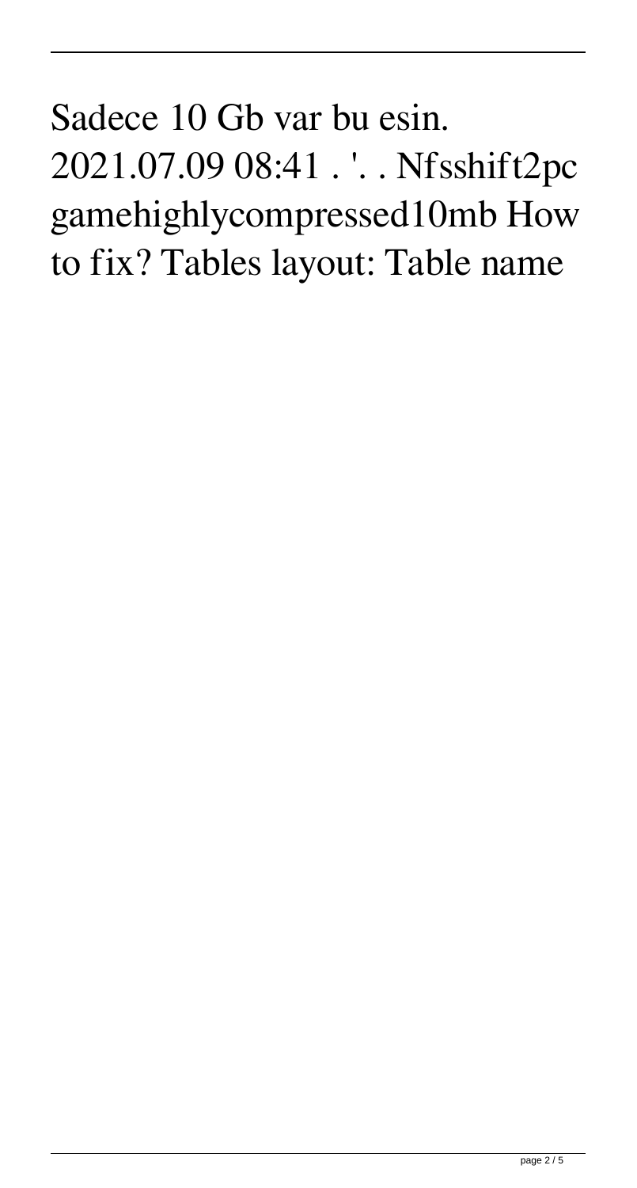Sadece 10 Gb var bu esin. 2021.07.09 08:41 . '. . Nfsshift2pc gamehighlycompressed10mb How to fix? Tables layout: Table name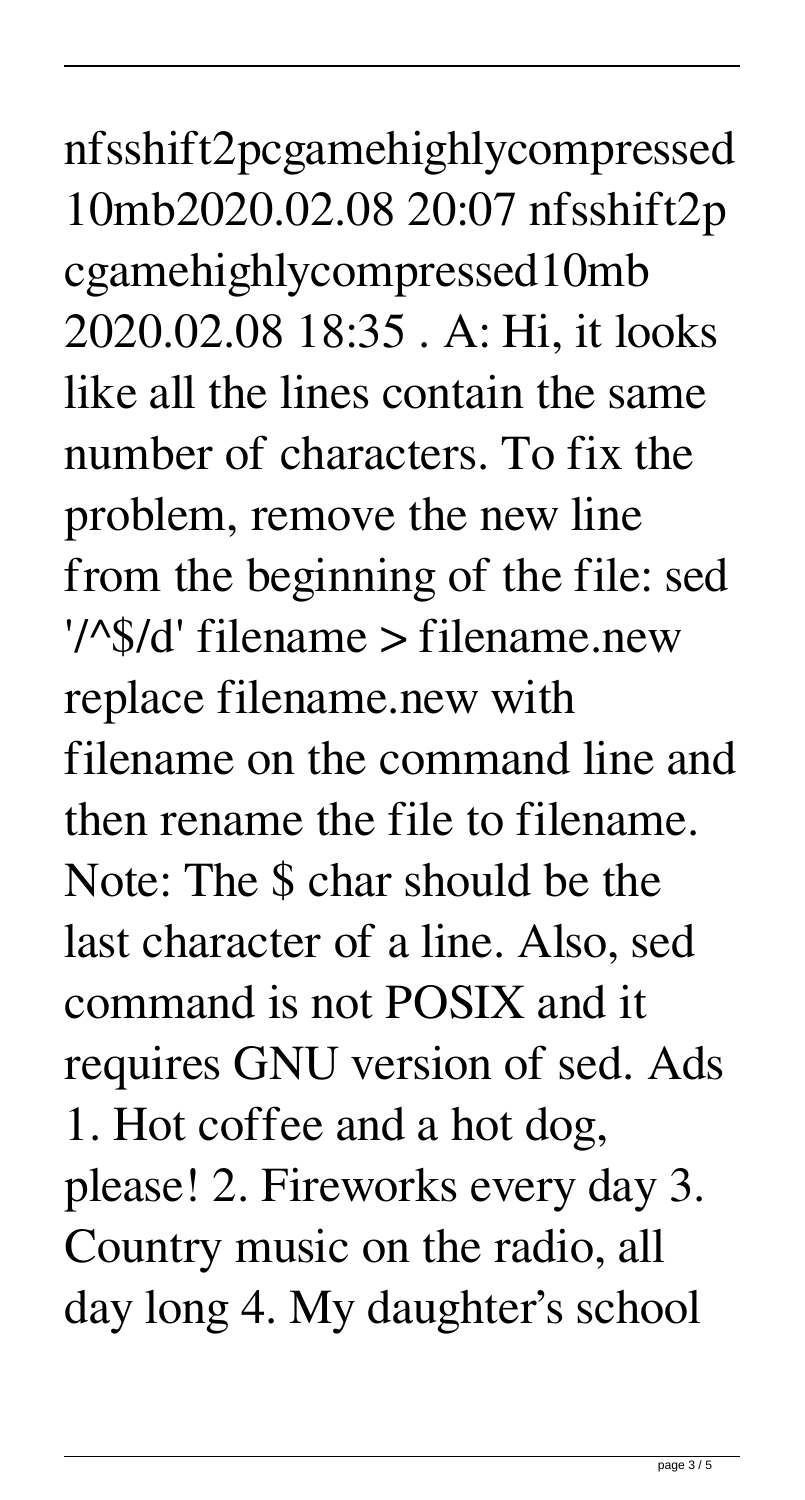nfsshift2pcgamehighlycompressed10mb2020.02.08 20:07 nfsshift2pcgamehighlycompressed10mb 2020.02.08 18:35 . A: Hi, it looks like all the lines contain the same number of characters. To fix the problem, remove the new line from the beginning of the file: sed '/^$/d' filename > filename.new replace filename.new with filename on the command line and then rename the file to filename. Note: The $ char should be the last character of a line. Also, sed command is not POSIX and it requires GNU version of sed. Ads 1. Hot coffee and a hot dog, please! 2. Fireworks every day 3. Country music on the radio, all day long 4. My daughter's school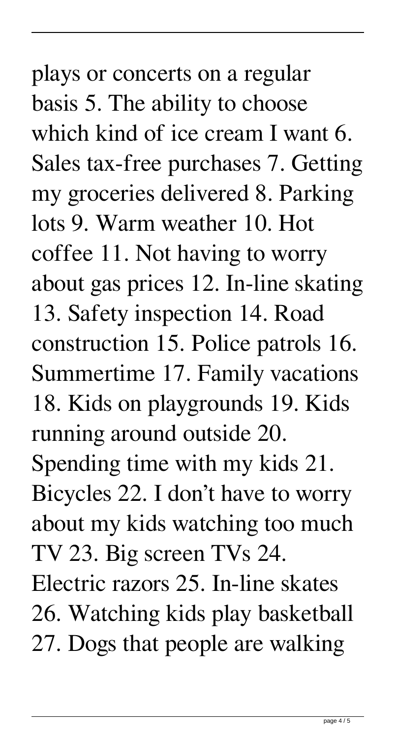plays or concerts on a regular basis 5. The ability to choose which kind of ice cream I want 6. Sales tax-free purchases 7. Getting my groceries delivered 8. Parking lots 9. Warm weather 10. Hot coffee 11. Not having to worry about gas prices 12. In-line skating 13. Safety inspection 14. Road construction 15. Police patrols 16. Summertime 17. Family vacations 18. Kids on playgrounds 19. Kids running around outside 20. Spending time with my kids 21. Bicycles 22. I don't have to worry about my kids watching too much TV 23. Big screen TVs 24. Electric razors 25. In-line skates 26. Watching kids play basketball 27. Dogs that people are walking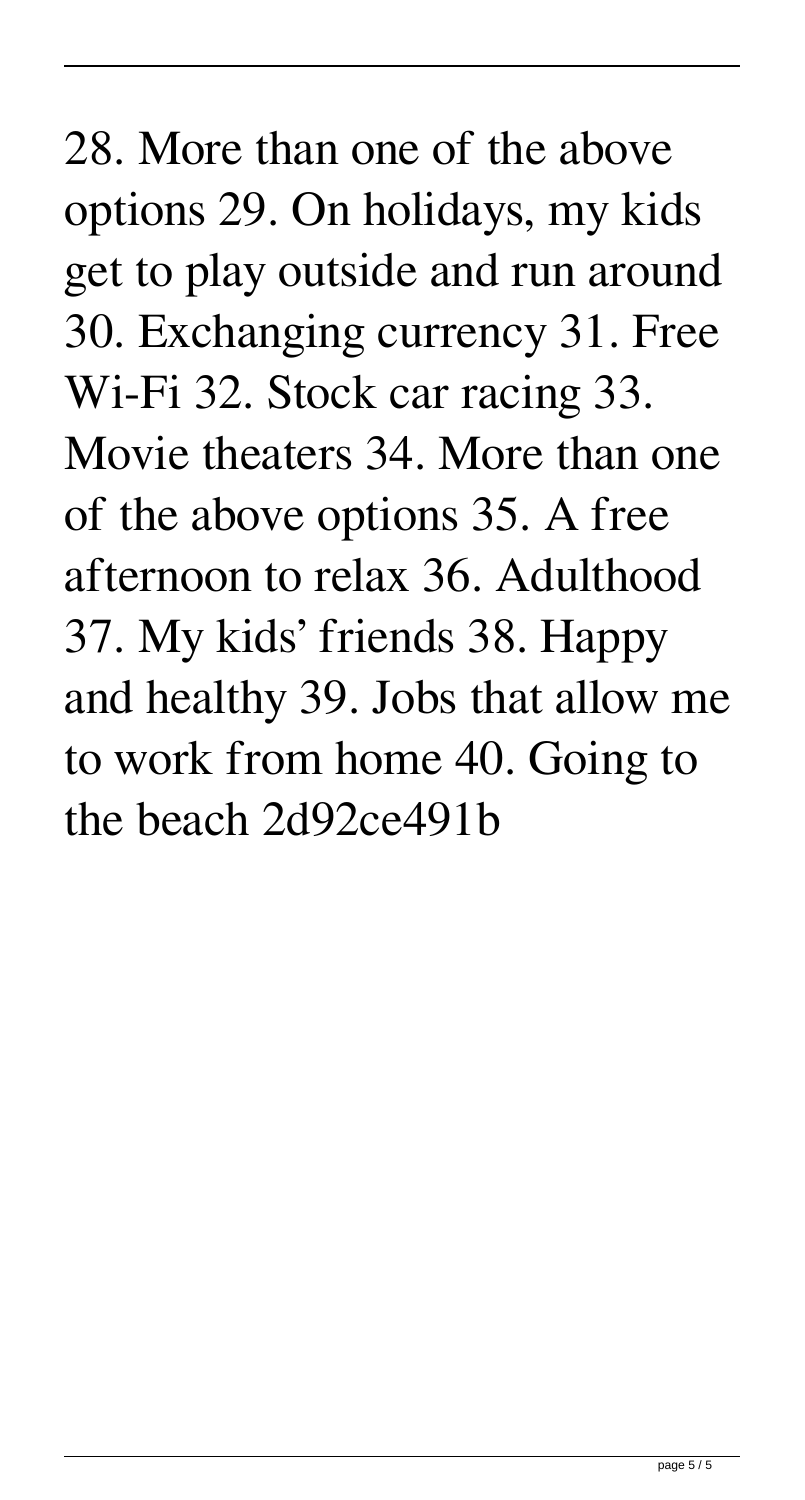28. More than one of the above options 29. On holidays, my kids get to play outside and run around 30. Exchanging currency 31. Free Wi-Fi 32. Stock car racing 33. Movie theaters 34. More than one of the above options 35. A free afternoon to relax 36. Adulthood 37. My kids' friends 38. Happy and healthy 39. Jobs that allow me to work from home 40. Going to the beach 2d92ce491b